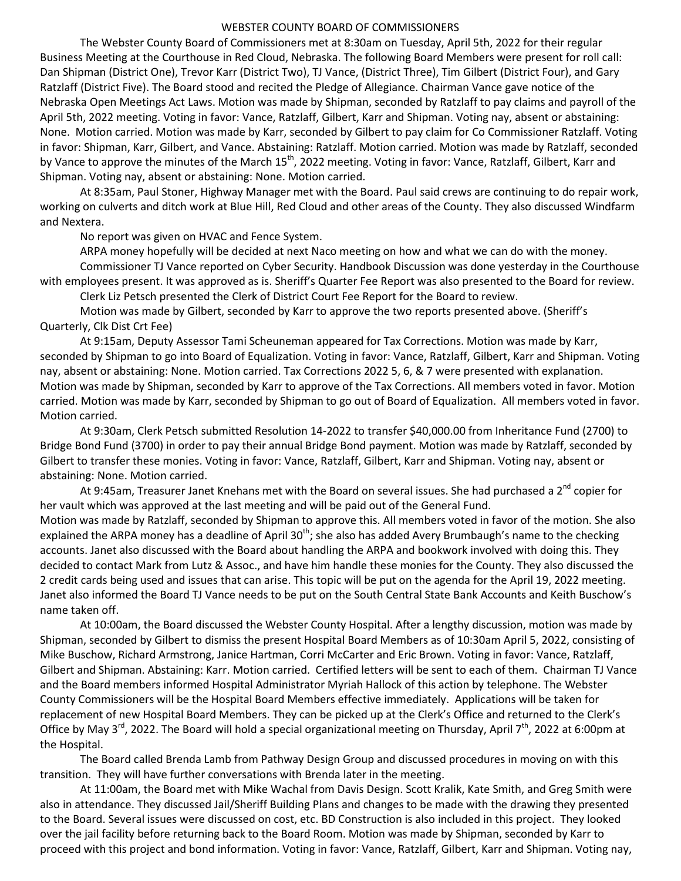# WEBSTER COUNTY BOARD OF COMMISSIONERS

The Webster County Board of Commissioners met at 8:30am on Tuesday, April 5th, 2022 for their regular Business Meeting at the Courthouse in Red Cloud, Nebraska. The following Board Members were present for roll call: Dan Shipman (District One), Trevor Karr (District Two), TJ Vance, (District Three), Tim Gilbert (District Four), and Gary Ratzlaff (District Five). The Board stood and recited the Pledge of Allegiance. Chairman Vance gave notice of the Nebraska Open Meetings Act Laws. Motion was made by Shipman, seconded by Ratzlaff to pay claims and payroll of the April 5th, 2022 meeting. Voting in favor: Vance, Ratzlaff, Gilbert, Karr and Shipman. Voting nay, absent or abstaining: None. Motion carried. Motion was made by Karr, seconded by Gilbert to pay claim for Co Commissioner Ratzlaff. Voting in favor: Shipman, Karr, Gilbert, and Vance. Abstaining: Ratzlaff. Motion carried. Motion was made by Ratzlaff, seconded by Vance to approve the minutes of the March 15th, 2022 meeting. Voting in favor: Vance, Ratzlaff, Gilbert, Karr and Shipman. Voting nay, absent or abstaining: None. Motion carried.

At 8:35am, Paul Stoner, Highway Manager met with the Board. Paul said crews are continuing to do repair work, working on culverts and ditch work at Blue Hill, Red Cloud and other areas of the County. They also discussed Windfarm and Nextera.

No report was given on HVAC and Fence System.

ARPA money hopefully will be decided at next Naco meeting on how and what we can do with the money.

Commissioner TJ Vance reported on Cyber Security. Handbook Discussion was done yesterday in the Courthouse with employees present. It was approved as is. Sheriff's Quarter Fee Report was also presented to the Board for review.

Clerk Liz Petsch presented the Clerk of District Court Fee Report for the Board to review.

Motion was made by Gilbert, seconded by Karr to approve the two reports presented above. (Sheriff's Quarterly, Clk Dist Crt Fee)

At 9:15am, Deputy Assessor Tami Scheuneman appeared for Tax Corrections. Motion was made by Karr, seconded by Shipman to go into Board of Equalization. Voting in favor: Vance, Ratzlaff, Gilbert, Karr and Shipman. Voting nay, absent or abstaining: None. Motion carried. Tax Corrections 2022 5, 6, & 7 were presented with explanation. Motion was made by Shipman, seconded by Karr to approve of the Tax Corrections. All members voted in favor. Motion carried. Motion was made by Karr, seconded by Shipman to go out of Board of Equalization. All members voted in favor. Motion carried.

At 9:30am, Clerk Petsch submitted Resolution 14-2022 to transfer $40,000.00 from Inheritance Fund (2700) to Bridge Bond Fund (3700) in order to pay their annual Bridge Bond payment. Motion was made by Ratzlaff, seconded by Gilbert to transfer these monies. Voting in favor: Vance, Ratzlaff, Gilbert, Karr and Shipman. Voting nay, absent or abstaining: None. Motion carried.

At 9:45am, Treasurer Janet Knehans met with the Board on several issues. She had purchased a 2nd copier for her vault which was approved at the last meeting and will be paid out of the General Fund.
Motion was made by Ratzlaff, seconded by Shipman to approve this. All members voted in favor of the motion. She also explained the ARPA money has a deadline of April 30th; she also has added Avery Brumbaugh's name to the checking accounts. Janet also discussed with the Board about handling the ARPA and bookwork involved with doing this. They decided to contact Mark from Lutz & Assoc., and have him handle these monies for the County. They also discussed the 2 credit cards being used and issues that can arise. This topic will be put on the agenda for the April 19, 2022 meeting. Janet also informed the Board TJ Vance needs to be put on the South Central State Bank Accounts and Keith Buschow's name taken off.

At 10:00am, the Board discussed the Webster County Hospital. After a lengthy discussion, motion was made by Shipman, seconded by Gilbert to dismiss the present Hospital Board Members as of 10:30am April 5, 2022, consisting of Mike Buschow, Richard Armstrong, Janice Hartman, Corri McCarter and Eric Brown. Voting in favor: Vance, Ratzlaff, Gilbert and Shipman. Abstaining: Karr. Motion carried. Certified letters will be sent to each of them. Chairman TJ Vance and the Board members informed Hospital Administrator Myriah Hallock of this action by telephone. The Webster County Commissioners will be the Hospital Board Members effective immediately. Applications will be taken for replacement of new Hospital Board Members. They can be picked up at the Clerk's Office and returned to the Clerk's Office by May 3rd, 2022. The Board will hold a special organizational meeting on Thursday, April 7th, 2022 at 6:00pm at the Hospital.

The Board called Brenda Lamb from Pathway Design Group and discussed procedures in moving on with this transition. They will have further conversations with Brenda later in the meeting.

At 11:00am, the Board met with Mike Wachal from Davis Design. Scott Kralik, Kate Smith, and Greg Smith were also in attendance. They discussed Jail/Sheriff Building Plans and changes to be made with the drawing they presented to the Board. Several issues were discussed on cost, etc. BD Construction is also included in this project. They looked over the jail facility before returning back to the Board Room. Motion was made by Shipman, seconded by Karr to proceed with this project and bond information. Voting in favor: Vance, Ratzlaff, Gilbert, Karr and Shipman. Voting nay,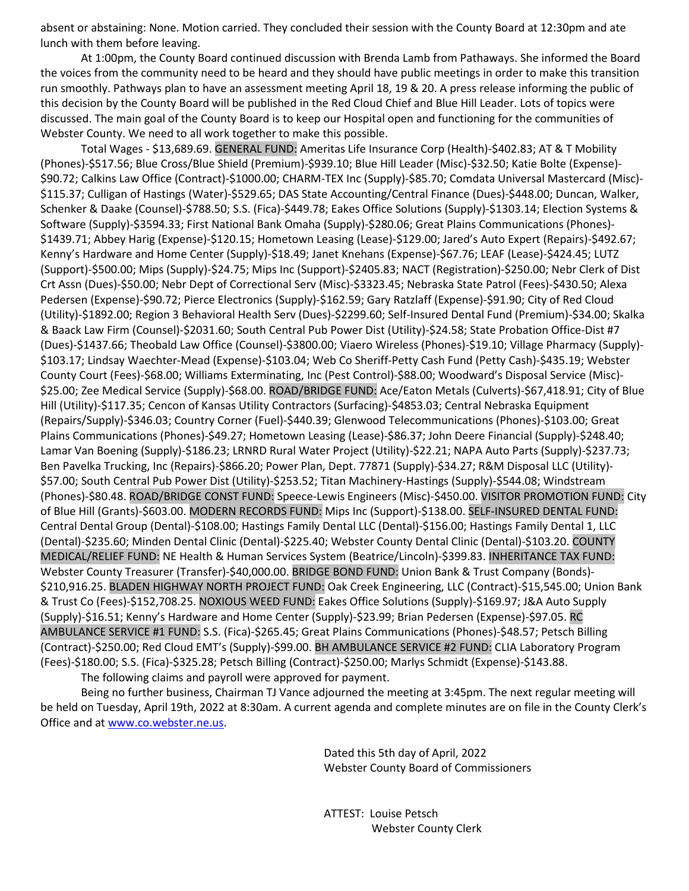absent or abstaining: None. Motion carried. They concluded their session with the County Board at 12:30pm and ate lunch with them before leaving.

At 1:00pm, the County Board continued discussion with Brenda Lamb from Pathaways. She informed the Board the voices from the community need to be heard and they should have public meetings in order to make this transition run smoothly. Pathways plan to have an assessment meeting April 18, 19 & 20. A press release informing the public of this decision by the County Board will be published in the Red Cloud Chief and Blue Hill Leader. Lots of topics were discussed. The main goal of the County Board is to keep our Hospital open and functioning for the communities of Webster County. We need to all work together to make this possible.

Total Wages - $13,689.69. GENERAL FUND: Ameritas Life Insurance Corp (Health)-$402.83; AT & T Mobility (Phones)-$517.56; Blue Cross/Blue Shield (Premium)-$939.10; Blue Hill Leader (Misc)-$32.50; Katie Bolte (Expense)-$90.72; Calkins Law Office (Contract)-$1000.00; CHARM-TEX Inc (Supply)-$85.70; Comdata Universal Mastercard (Misc)-$115.37; Culligan of Hastings (Water)-$529.65; DAS State Accounting/Central Finance (Dues)-$448.00; Duncan, Walker, Schenker & Daake (Counsel)-$788.50; S.S. (Fica)-$449.78; Eakes Office Solutions (Supply)-$1303.14; Election Systems & Software (Supply)-$3594.33; First National Bank Omaha (Supply)-$280.06; Great Plains Communications (Phones)-$1439.71; Abbey Harig (Expense)-$120.15; Hometown Leasing (Lease)-$129.00; Jared's Auto Expert (Repairs)-$492.67; Kenny's Hardware and Home Center (Supply)-$18.49; Janet Knehans (Expense)-$67.76; LEAF (Lease)-$424.45; LUTZ (Support)-$500.00; Mips (Supply)-$24.75; Mips Inc (Support)-$2405.83; NACT (Registration)-$250.00; Nebr Clerk of Dist Crt Assn (Dues)-$50.00; Nebr Dept of Correctional Serv (Misc)-$3323.45; Nebraska State Patrol (Fees)-$430.50; Alexa Pedersen (Expense)-$90.72; Pierce Electronics (Supply)-$162.59; Gary Ratzlaff (Expense)-$91.90; City of Red Cloud (Utility)-$1892.00; Region 3 Behavioral Health Serv (Dues)-$2299.60; Self-Insured Dental Fund (Premium)-$34.00; Skalka & Baack Law Firm (Counsel)-$2031.60; South Central Pub Power Dist (Utility)-$24.58; State Probation Office-Dist #7 (Dues)-$1437.66; Theobald Law Office (Counsel)-$3800.00; Viaero Wireless (Phones)-$19.10; Village Pharmacy (Supply)-$103.17; Lindsay Waechter-Mead (Expense)-$103.04; Web Co Sheriff-Petty Cash Fund (Petty Cash)-$435.19; Webster County Court (Fees)-$68.00; Williams Exterminating, Inc (Pest Control)-$88.00; Woodward's Disposal Service (Misc)-$25.00; Zee Medical Service (Supply)-$68.00. ROAD/BRIDGE FUND: Ace/Eaton Metals (Culverts)-$67,418.91; City of Blue Hill (Utility)-$117.35; Cencon of Kansas Utility Contractors (Surfacing)-$4853.03; Central Nebraska Equipment (Repairs/Supply)-$346.03; Country Corner (Fuel)-$440.39; Glenwood Telecommunications (Phones)-$103.00; Great Plains Communications (Phones)-$49.27; Hometown Leasing (Lease)-$86.37; John Deere Financial (Supply)-$248.40; Lamar Van Boening (Supply)-$186.23; LRNRD Rural Water Project (Utility)-$22.21; NAPA Auto Parts (Supply)-$237.73; Ben Pavelka Trucking, Inc (Repairs)-$866.20; Power Plan, Dept. 77871 (Supply)-$34.27; R&M Disposal LLC (Utility)-$57.00; South Central Pub Power Dist (Utility)-$253.52; Titan Machinery-Hastings (Supply)-$544.08; Windstream (Phones)-$80.48. ROAD/BRIDGE CONST FUND: Speece-Lewis Engineers (Misc)-$450.00. VISITOR PROMOTION FUND: City of Blue Hill (Grants)-$603.00. MODERN RECORDS FUND: Mips Inc (Support)-$138.00. SELF-INSURED DENTAL FUND: Central Dental Group (Dental)-$108.00; Hastings Family Dental LLC (Dental)-$156.00; Hastings Family Dental 1, LLC (Dental)-$235.60; Minden Dental Clinic (Dental)-$225.40; Webster County Dental Clinic (Dental)-$103.20. COUNTY MEDICAL/RELIEF FUND: NE Health & Human Services System (Beatrice/Lincoln)-$399.83. INHERITANCE TAX FUND: Webster County Treasurer (Transfer)-$40,000.00. BRIDGE BOND FUND: Union Bank & Trust Company (Bonds)-$210,916.25. BLADEN HIGHWAY NORTH PROJECT FUND: Oak Creek Engineering, LLC (Contract)-$15,545.00; Union Bank & Trust Co (Fees)-$152,708.25. NOXIOUS WEED FUND: Eakes Office Solutions (Supply)-$169.97; J&A Auto Supply (Supply)-$16.51; Kenny's Hardware and Home Center (Supply)-$23.99; Brian Pedersen (Expense)-$97.05. RC AMBULANCE SERVICE #1 FUND: S.S. (Fica)-$265.45; Great Plains Communications (Phones)-$48.57; Petsch Billing (Contract)-$250.00; Red Cloud EMT's (Supply)-$99.00. BH AMBULANCE SERVICE #2 FUND: CLIA Laboratory Program (Fees)-$180.00; S.S. (Fica)-$325.28; Petsch Billing (Contract)-$250.00; Marlys Schmidt (Expense)-$143.88.

The following claims and payroll were approved for payment.

Being no further business, Chairman TJ Vance adjourned the meeting at 3:45pm. The next regular meeting will be held on Tuesday, April 19th, 2022 at 8:30am. A current agenda and complete minutes are on file in the County Clerk's Office and at www.co.webster.ne.us.

Dated this 5th day of April, 2022
Webster County Board of Commissioners

ATTEST: Louise Petsch
Webster County Clerk